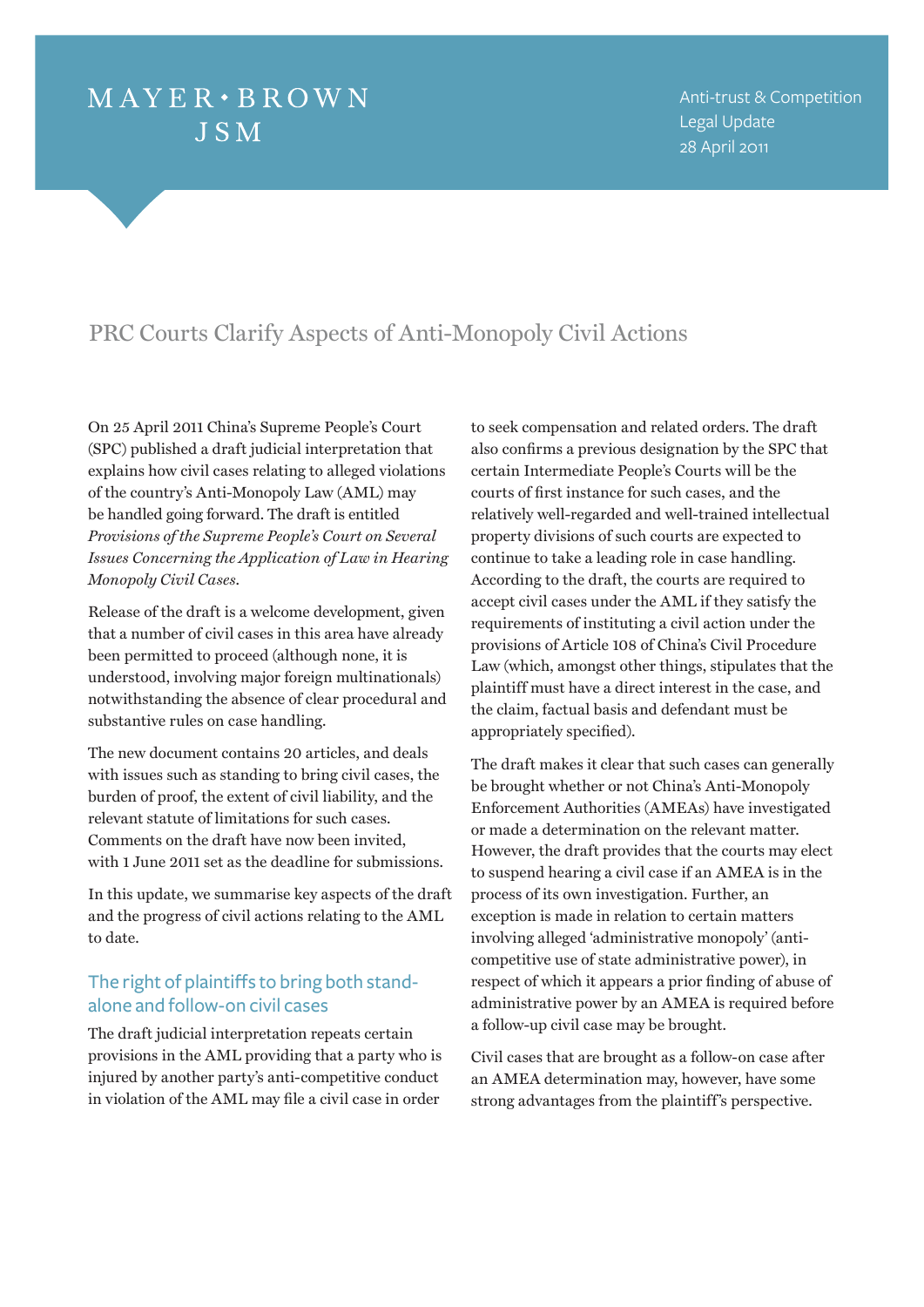MAYER • BROWN JSM

Anti-trust & Competition Legal Update
28 April 2011

# PRC Courts Clarify Aspects of Anti-Monopoly Civil Actions

On 25 April 2011 China's Supreme People's Court (SPC) published a draft judicial interpretation that explains how civil cases relating to alleged violations of the country's Anti-Monopoly Law (AML) may be handled going forward. The draft is entitled *Provisions of the Supreme People's Court on Several Issues Concerning the Application of Law in Hearing Monopoly Civil Cases*.

Release of the draft is a welcome development, given that a number of civil cases in this area have already been permitted to proceed (although none, it is understood, involving major foreign multinationals) notwithstanding the absence of clear procedural and substantive rules on case handling.

The new document contains 20 articles, and deals with issues such as standing to bring civil cases, the burden of proof, the extent of civil liability, and the relevant statute of limitations for such cases. Comments on the draft have now been invited, with 1 June 2011 set as the deadline for submissions.

In this update, we summarise key aspects of the draft and the progress of civil actions relating to the AML to date.

## The right of plaintiffs to bring both stand-alone and follow-on civil cases

The draft judicial interpretation repeats certain provisions in the AML providing that a party who is injured by another party's anti-competitive conduct in violation of the AML may file a civil case in order to seek compensation and related orders. The draft also confirms a previous designation by the SPC that certain Intermediate People's Courts will be the courts of first instance for such cases, and the relatively well-regarded and well-trained intellectual property divisions of such courts are expected to continue to take a leading role in case handling. According to the draft, the courts are required to accept civil cases under the AML if they satisfy the requirements of instituting a civil action under the provisions of Article 108 of China's Civil Procedure Law (which, amongst other things, stipulates that the plaintiff must have a direct interest in the case, and the claim, factual basis and defendant must be appropriately specified).

The draft makes it clear that such cases can generally be brought whether or not China's Anti-Monopoly Enforcement Authorities (AMEAs) have investigated or made a determination on the relevant matter. However, the draft provides that the courts may elect to suspend hearing a civil case if an AMEA is in the process of its own investigation. Further, an exception is made in relation to certain matters involving alleged 'administrative monopoly' (anti-competitive use of state administrative power), in respect of which it appears a prior finding of abuse of administrative power by an AMEA is required before a follow-up civil case may be brought.

Civil cases that are brought as a follow-on case after an AMEA determination may, however, have some strong advantages from the plaintiff's perspective.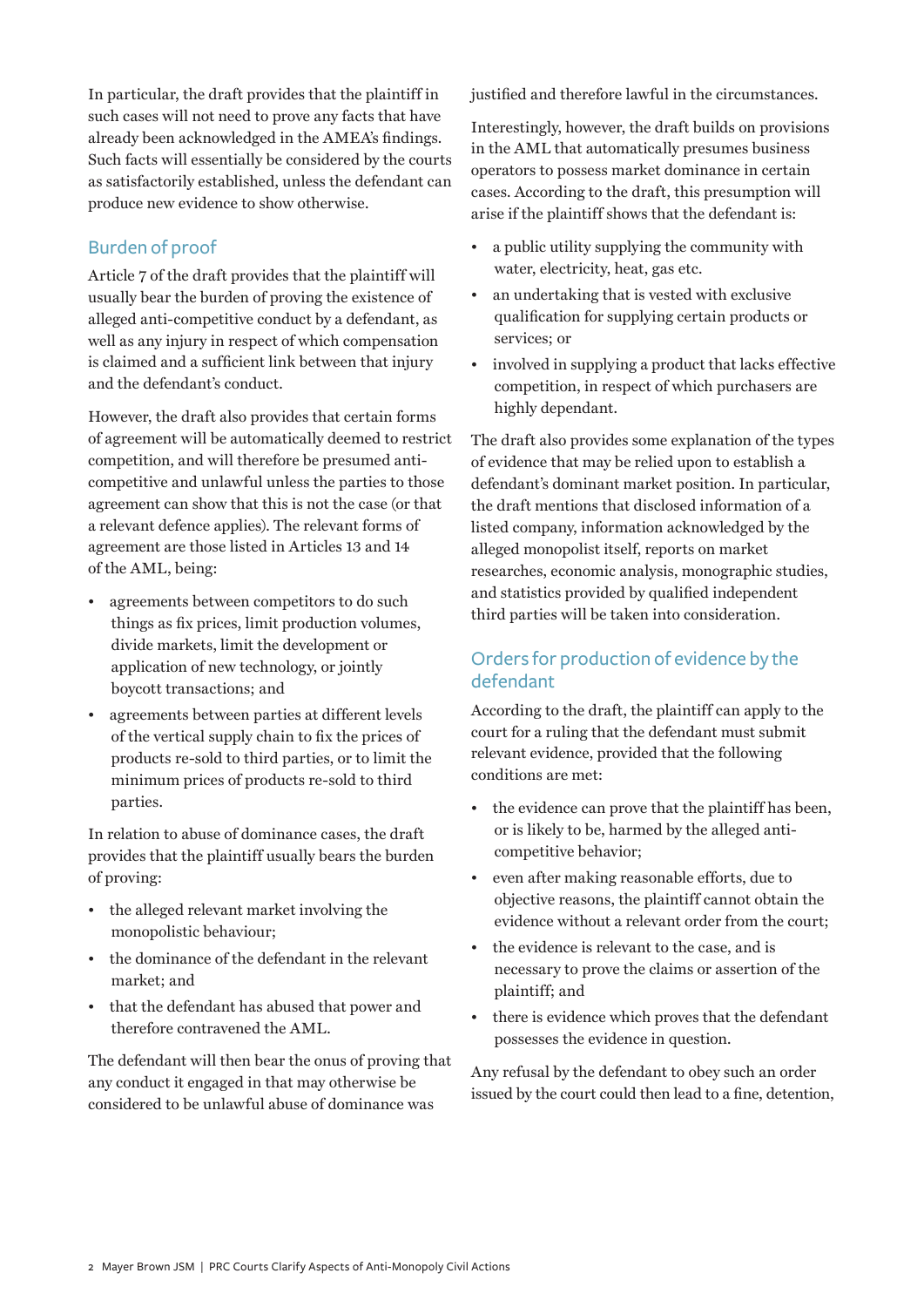In particular, the draft provides that the plaintiff in such cases will not need to prove any facts that have already been acknowledged in the AMEA's findings. Such facts will essentially be considered by the courts as satisfactorily established, unless the defendant can produce new evidence to show otherwise.

## Burden of proof

Article 7 of the draft provides that the plaintiff will usually bear the burden of proving the existence of alleged anti-competitive conduct by a defendant, as well as any injury in respect of which compensation is claimed and a sufficient link between that injury and the defendant's conduct.

However, the draft also provides that certain forms of agreement will be automatically deemed to restrict competition, and will therefore be presumed anti-competitive and unlawful unless the parties to those agreement can show that this is not the case (or that a relevant defence applies). The relevant forms of agreement are those listed in Articles 13 and 14 of the AML, being:

- agreements between competitors to do such things as fix prices, limit production volumes, divide markets, limit the development or application of new technology, or jointly boycott transactions; and
- agreements between parties at different levels of the vertical supply chain to fix the prices of products re-sold to third parties, or to limit the minimum prices of products re-sold to third parties.

In relation to abuse of dominance cases, the draft provides that the plaintiff usually bears the burden of proving:

- the alleged relevant market involving the monopolistic behaviour;
- the dominance of the defendant in the relevant market; and
- that the defendant has abused that power and therefore contravened the AML.

The defendant will then bear the onus of proving that any conduct it engaged in that may otherwise be considered to be unlawful abuse of dominance was justified and therefore lawful in the circumstances.

Interestingly, however, the draft builds on provisions in the AML that automatically presumes business operators to possess market dominance in certain cases. According to the draft, this presumption will arise if the plaintiff shows that the defendant is:

- a public utility supplying the community with water, electricity, heat, gas etc.
- an undertaking that is vested with exclusive qualification for supplying certain products or services; or
- involved in supplying a product that lacks effective competition, in respect of which purchasers are highly dependant.

The draft also provides some explanation of the types of evidence that may be relied upon to establish a defendant's dominant market position. In particular, the draft mentions that disclosed information of a listed company, information acknowledged by the alleged monopolist itself, reports on market researches, economic analysis, monographic studies, and statistics provided by qualified independent third parties will be taken into consideration.

## Orders for production of evidence by the defendant

According to the draft, the plaintiff can apply to the court for a ruling that the defendant must submit relevant evidence, provided that the following conditions are met:

- the evidence can prove that the plaintiff has been, or is likely to be, harmed by the alleged anti-competitive behavior;
- even after making reasonable efforts, due to objective reasons, the plaintiff cannot obtain the evidence without a relevant order from the court;
- the evidence is relevant to the case, and is necessary to prove the claims or assertion of the plaintiff; and
- there is evidence which proves that the defendant possesses the evidence in question.

Any refusal by the defendant to obey such an order issued by the court could then lead to a fine, detention,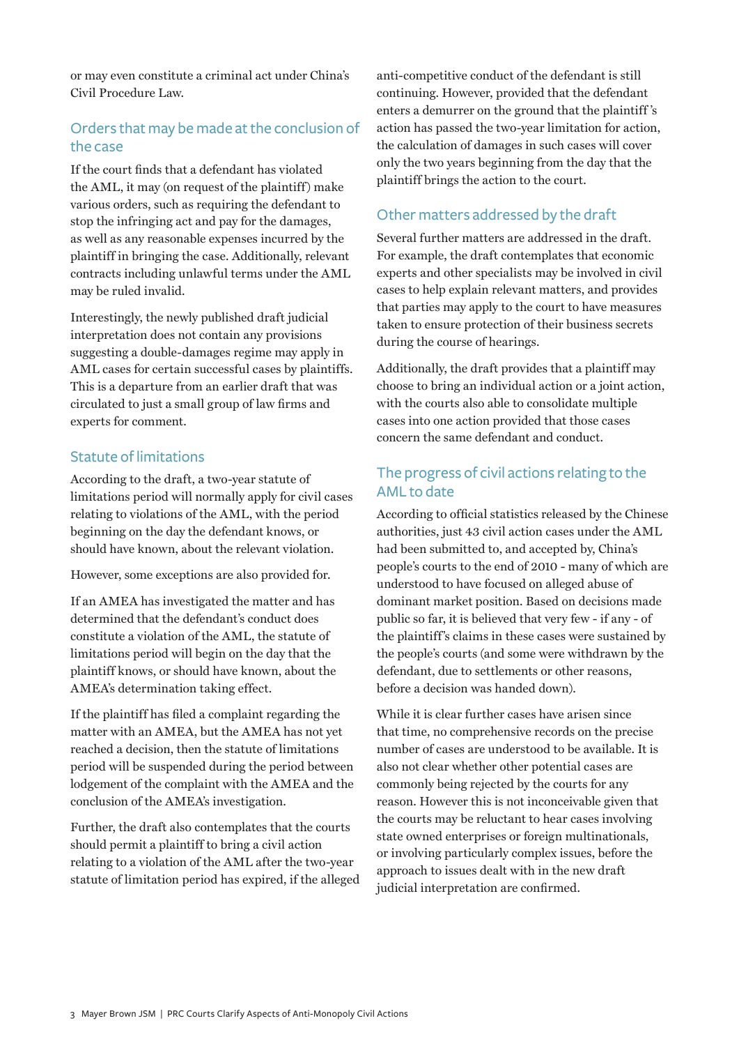or may even constitute a criminal act under China's Civil Procedure Law.

## Orders that may be made at the conclusion of the case

If the court finds that a defendant has violated the AML, it may (on request of the plaintiff) make various orders, such as requiring the defendant to stop the infringing act and pay for the damages, as well as any reasonable expenses incurred by the plaintiff in bringing the case. Additionally, relevant contracts including unlawful terms under the AML may be ruled invalid.

Interestingly, the newly published draft judicial interpretation does not contain any provisions suggesting a double-damages regime may apply in AML cases for certain successful cases by plaintiffs. This is a departure from an earlier draft that was circulated to just a small group of law firms and experts for comment.

## Statute of limitations

According to the draft, a two-year statute of limitations period will normally apply for civil cases relating to violations of the AML, with the period beginning on the day the defendant knows, or should have known, about the relevant violation.

However, some exceptions are also provided for.

If an AMEA has investigated the matter and has determined that the defendant's conduct does constitute a violation of the AML, the statute of limitations period will begin on the day that the plaintiff knows, or should have known, about the AMEA's determination taking effect.

If the plaintiff has filed a complaint regarding the matter with an AMEA, but the AMEA has not yet reached a decision, then the statute of limitations period will be suspended during the period between lodgement of the complaint with the AMEA and the conclusion of the AMEA's investigation.

Further, the draft also contemplates that the courts should permit a plaintiff to bring a civil action relating to a violation of the AML after the two-year statute of limitation period has expired, if the alleged anti-competitive conduct of the defendant is still continuing. However, provided that the defendant enters a demurrer on the ground that the plaintiff's action has passed the two-year limitation for action, the calculation of damages in such cases will cover only the two years beginning from the day that the plaintiff brings the action to the court.

## Other matters addressed by the draft

Several further matters are addressed in the draft. For example, the draft contemplates that economic experts and other specialists may be involved in civil cases to help explain relevant matters, and provides that parties may apply to the court to have measures taken to ensure protection of their business secrets during the course of hearings.

Additionally, the draft provides that a plaintiff may choose to bring an individual action or a joint action, with the courts also able to consolidate multiple cases into one action provided that those cases concern the same defendant and conduct.

## The progress of civil actions relating to the AML to date

According to official statistics released by the Chinese authorities, just 43 civil action cases under the AML had been submitted to, and accepted by, China's people's courts to the end of 2010 - many of which are understood to have focused on alleged abuse of dominant market position. Based on decisions made public so far, it is believed that very few - if any - of the plaintiff's claims in these cases were sustained by the people's courts (and some were withdrawn by the defendant, due to settlements or other reasons, before a decision was handed down).

While it is clear further cases have arisen since that time, no comprehensive records on the precise number of cases are understood to be available. It is also not clear whether other potential cases are commonly being rejected by the courts for any reason. However this is not inconceivable given that the courts may be reluctant to hear cases involving state owned enterprises or foreign multinationals, or involving particularly complex issues, before the approach to issues dealt with in the new draft judicial interpretation are confirmed.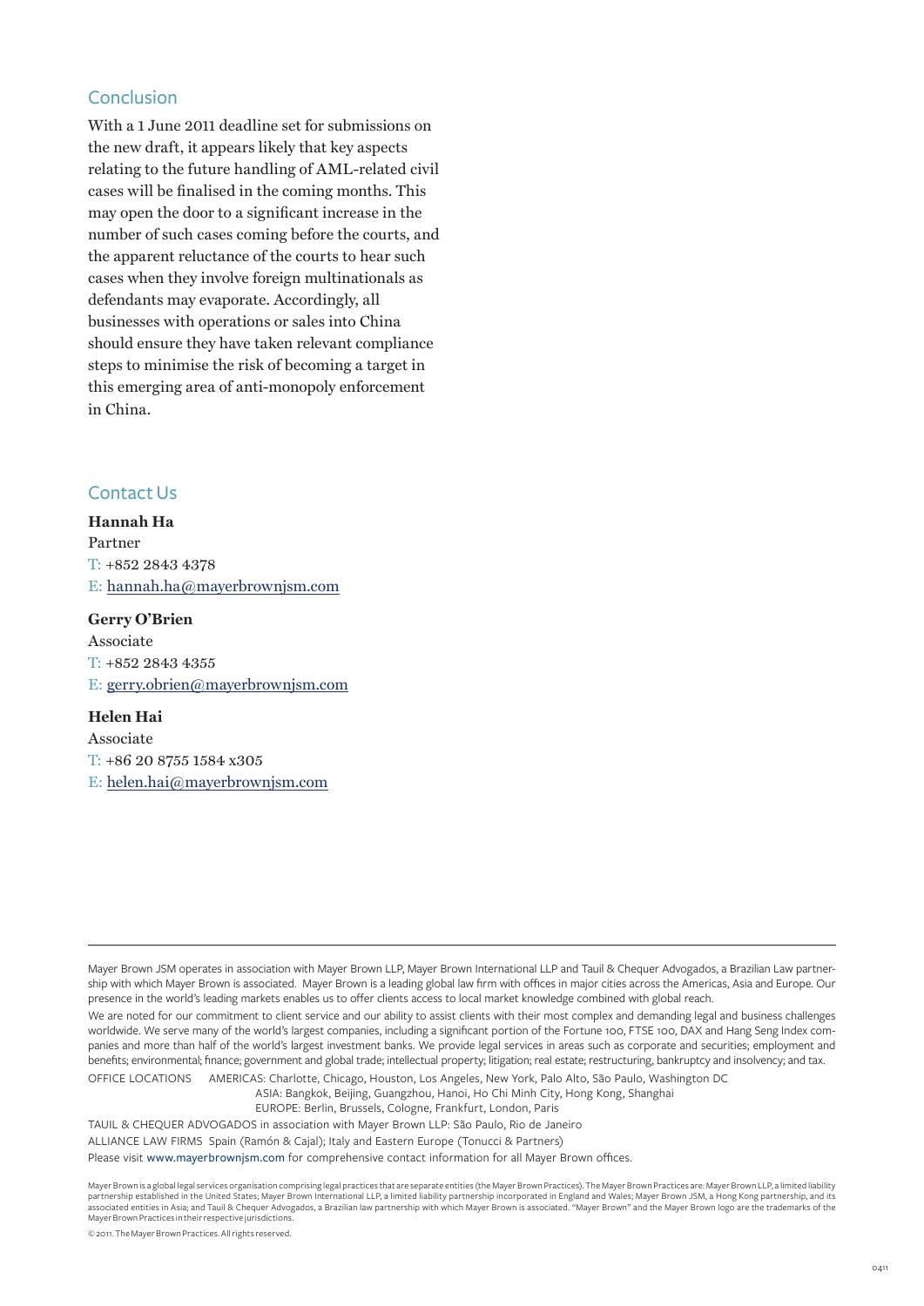## Conclusion

With a 1 June 2011 deadline set for submissions on the new draft, it appears likely that key aspects relating to the future handling of AML-related civil cases will be finalised in the coming months. This may open the door to a significant increase in the number of such cases coming before the courts, and the apparent reluctance of the courts to hear such cases when they involve foreign multinationals as defendants may evaporate. Accordingly, all businesses with operations or sales into China should ensure they have taken relevant compliance steps to minimise the risk of becoming a target in this emerging area of anti-monopoly enforcement in China.

## Contact Us

**Hannah Ha**
Partner
T: +852 2843 4378
E: hannah.ha@mayerbrownjsm.com

**Gerry O'Brien**
Associate
T: +852 2843 4355
E: gerry.obrien@mayerbrownjsm.com

**Helen Hai**
Associate
T: +86 20 8755 1584 x305
E: helen.hai@mayerbrownjsm.com

---

Mayer Brown JSM operates in association with Mayer Brown LLP, Mayer Brown International LLP and Tauil & Chequer Advogados, a Brazilian Law partnership with which Mayer Brown is associated. Mayer Brown is a leading global law firm with offices in major cities across the Americas, Asia and Europe. Our presence in the world's leading markets enables us to offer clients access to local market knowledge combined with global reach.

We are noted for our commitment to client service and our ability to assist clients with their most complex and demanding legal and business challenges worldwide. We serve many of the world's largest companies, including a significant portion of the Fortune 100, FTSE 100, DAX and Hang Seng Index companies and more than half of the world's largest investment banks. We provide legal services in areas such as corporate and securities; employment and benefits; environmental; finance; government and global trade; intellectual property; litigation; real estate; restructuring, bankruptcy and insolvency; and tax.

OFFICE LOCATIONS AMERICAS: Charlotte, Chicago, Houston, Los Angeles, New York, Palo Alto, São Paulo, Washington DC
ASIA: Bangkok, Beijing, Guangzhou, Hanoi, Ho Chi Minh City, Hong Kong, Shanghai
EUROPE: Berlin, Brussels, Cologne, Frankfurt, London, Paris

TAUIL & CHEQUER ADVOGADOS in association with Mayer Brown LLP: São Paulo, Rio de Janeiro

ALLIANCE LAW FIRMS Spain (Ramón & Cajal); Italy and Eastern Europe (Tonucci & Partners)

Please visit www.mayerbrownjsm.com for comprehensive contact information for all Mayer Brown offices.

Mayer Brown is a global legal services organisation comprising legal practices that are separate entities (the Mayer Brown Practices). The Mayer Brown Practices are: Mayer Brown LLP, a limited liability partnership established in the United States; Mayer Brown International LLP, a limited liability partnership incorporated in England and Wales; Mayer Brown JSM, a Hong Kong partnership, and its associated entities in Asia; and Tauil & Chequer Advogados, a Brazilian law partnership with which Mayer Brown is associated. "Mayer Brown" and the Mayer Brown logo are the trademarks of the Mayer Brown Practices in their respective jurisdictions.

© 2011. The Mayer Brown Practices. All rights reserved.

0411